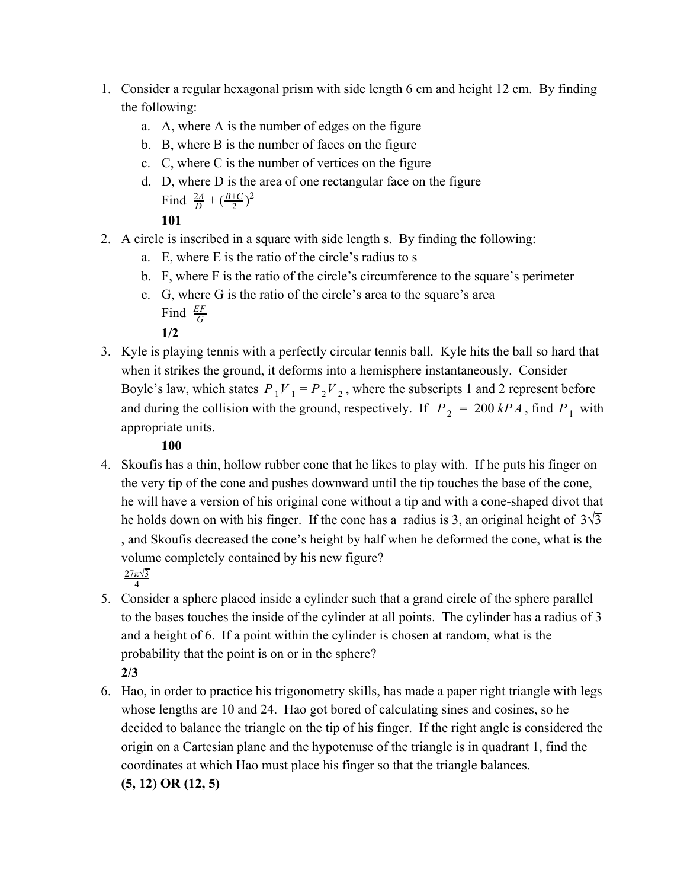1. Consider a regular hexagonal prism with side length 6 cm and height 12 cm. By finding the following:
   a. A, where A is the number of edges on the figure
   b. B, where B is the number of faces on the figure
   c. C, where C is the number of vertices on the figure
   d. D, where D is the area of one rectangular face on the figure
   
   Find $\frac{2A}{D} + (\frac{B+C}{2})^2$
   
   **101**
2. A circle is inscribed in a square with side length s. By finding the following:
   a. E, where E is the ratio of the circle's radius to s
   b. F, where F is the ratio of the circle's circumference to the square's perimeter
   c. G, where G is the ratio of the circle's area to the square's area
   
   Find $\frac{EF}{G}$
   
   **1/2**
3. Kyle is playing tennis with a perfectly circular tennis ball. Kyle hits the ball so hard that when it strikes the ground, it deforms into a hemisphere instantaneously. Consider Boyle's law, which states $P_1V_1 = P_2V_2$, where the subscripts 1 and 2 represent before and during the collision with the ground, respectively. If $P_2 = 200\ kPA$, find $P_1$ with appropriate units.
   
   **100**
4. Skoufis has a thin, hollow rubber cone that he likes to play with. If he puts his finger on the very tip of the cone and pushes downward until the tip touches the base of the cone, he will have a version of his original cone without a tip and with a cone-shaped divot that he holds down on with his finger. If the cone has a radius is 3, an original height of $3\sqrt{3}$, and Skoufis decreased the cone's height by half when he deformed the cone, what is the volume completely contained by his new figure?
   
   $\frac{27\pi\sqrt{3}}{4}$
5. Consider a sphere placed inside a cylinder such that a grand circle of the sphere parallel to the bases touches the inside of the cylinder at all points. The cylinder has a radius of 3 and a height of 6. If a point within the cylinder is chosen at random, what is the probability that the point is on or in the sphere?
   
   **2/3**
6. Hao, in order to practice his trigonometry skills, has made a paper right triangle with legs whose lengths are 10 and 24. Hao got bored of calculating sines and cosines, so he decided to balance the triangle on the tip of his finger. If the right angle is considered the origin on a Cartesian plane and the hypotenuse of the triangle is in quadrant 1, find the coordinates at which Hao must place his finger so that the triangle balances.
   
   **(5, 12) OR (12, 5)**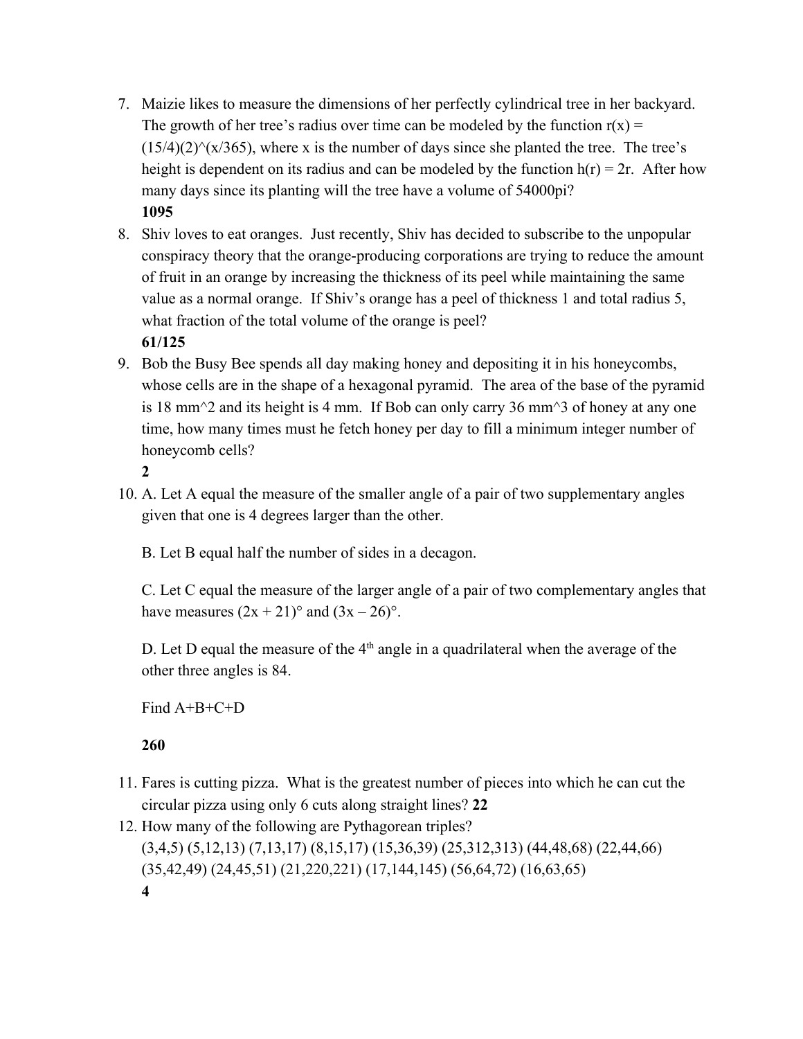7. Maizie likes to measure the dimensions of her perfectly cylindrical tree in her backyard. The growth of her tree's radius over time can be modeled by the function $r(x) = (15/4)(2)^{(x/365)}$, where x is the number of days since she planted the tree. The tree's height is dependent on its radius and can be modeled by the function $h(r) = 2r$. After how many days since its planting will the tree have a volume of $54000\pi$?
   **1095**
8. Shiv loves to eat oranges. Just recently, Shiv has decided to subscribe to the unpopular conspiracy theory that the orange-producing corporations are trying to reduce the amount of fruit in an orange by increasing the thickness of its peel while maintaining the same value as a normal orange. If Shiv's orange has a peel of thickness 1 and total radius 5, what fraction of the total volume of the orange is peel?
   **61/125**
9. Bob the Busy Bee spends all day making honey and depositing it in his honeycombs, whose cells are in the shape of a hexagonal pyramid. The area of the base of the pyramid is 18 $mm^2$ and its height is 4 mm. If Bob can only carry 36 $mm^3$ of honey at any one time, how many times must he fetch honey per day to fill a minimum integer number of honeycomb cells?
   **2**
10. A. Let A equal the measure of the smaller angle of a pair of two supplementary angles given that one is 4 degrees larger than the other.

    B. Let B equal half the number of sides in a decagon.

    C. Let C equal the measure of the larger angle of a pair of two complementary angles that have measures $(2x + 21)°$ and $(3x - 26)°$.

    D. Let D equal the measure of the $4^{th}$ angle in a quadrilateral when the average of the other three angles is 84.

    Find A+B+C+D

    **260**

11. Fares is cutting pizza. What is the greatest number of pieces into which he can cut the circular pizza using only 6 cuts along straight lines? **22**
12. How many of the following are Pythagorean triples?
    (3,4,5) (5,12,13) (7,13,17) (8,15,17) (15,36,39) (25,312,313) (44,48,68) (22,44,66) (35,42,49) (24,45,51) (21,220,221) (17,144,145) (56,64,72) (16,63,65)
    **4**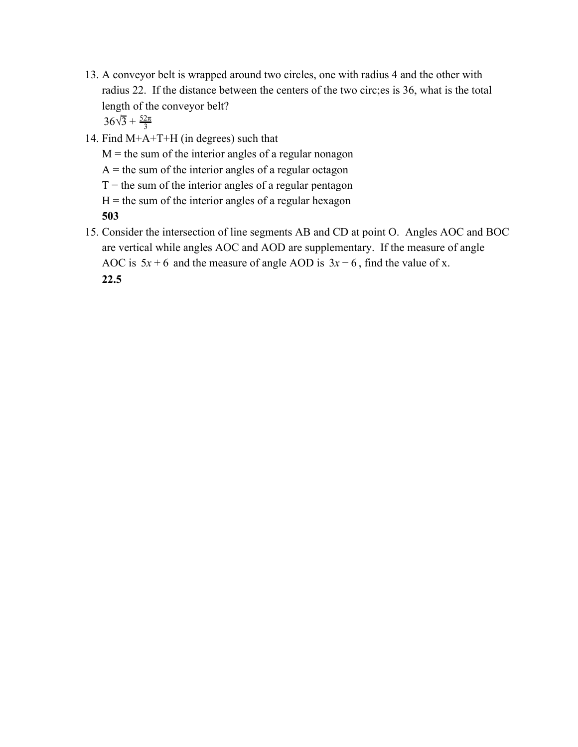13. A conveyor belt is wrapped around two circles, one with radius 4 and the other with radius 22. If the distance between the centers of the two circ;es is 36, what is the total length of the conveyor belt?

    $36\sqrt{3} + \frac{52\pi}{3}$

14. Find M+A+T+H (in degrees) such that

    M = the sum of the interior angles of a regular nonagon

    A = the sum of the interior angles of a regular octagon

    T = the sum of the interior angles of a regular pentagon

    H = the sum of the interior angles of a regular hexagon

    **503**

15. Consider the intersection of line segments AB and CD at point O. Angles AOC and BOC are vertical while angles AOC and AOD are supplementary. If the measure of angle AOC is $5x + 6$ and the measure of angle AOD is $3x - 6$, find the value of x.

    **22.5**